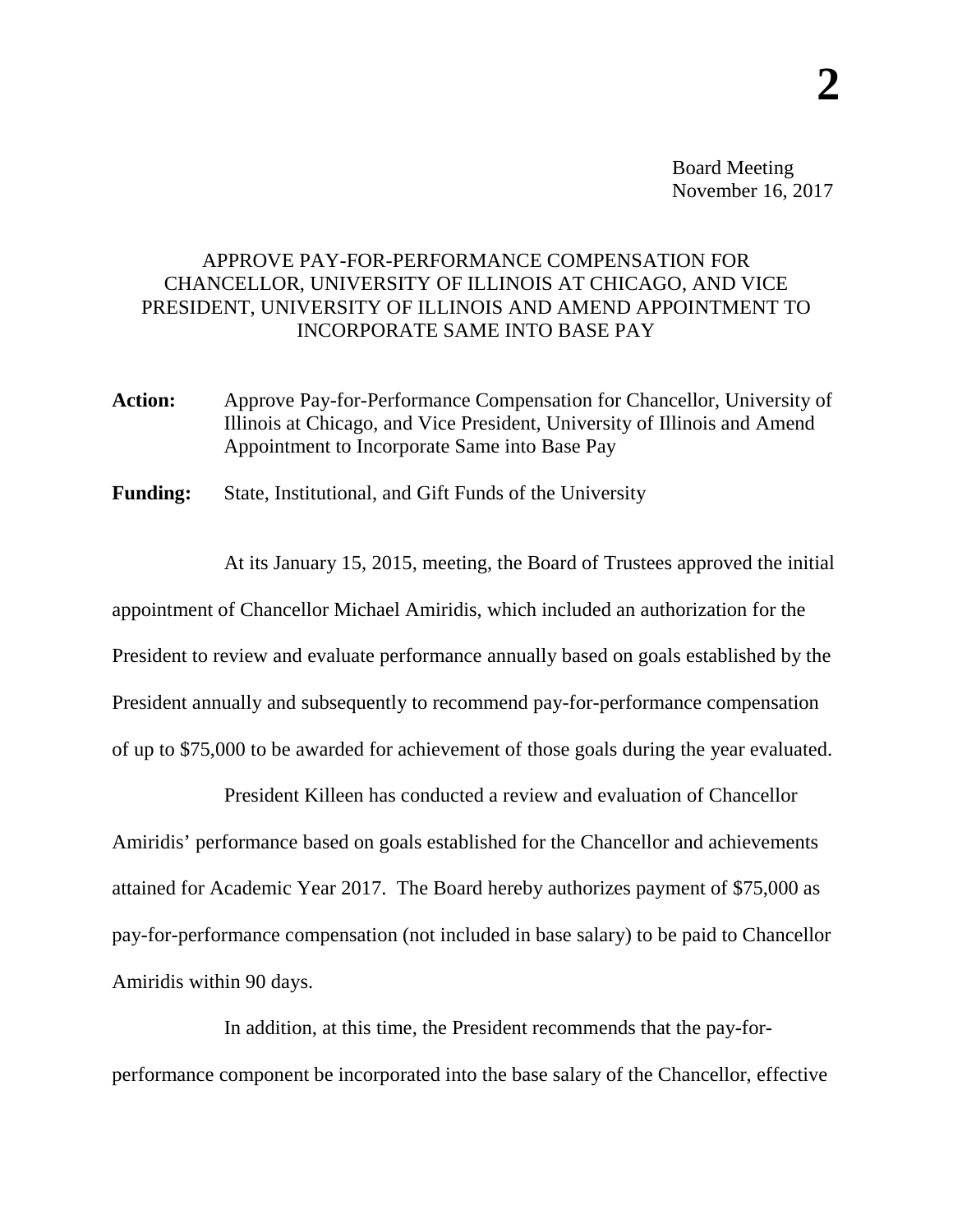Board Meeting
November 16, 2017

# APPROVE PAY-FOR-PERFORMANCE COMPENSATION FOR CHANCELLOR, UNIVERSITY OF ILLINOIS AT CHICAGO, AND VICE PRESIDENT, UNIVERSITY OF ILLINOIS AND AMEND APPOINTMENT TO INCORPORATE SAME INTO BASE PAY

**Action:** Approve Pay-for-Performance Compensation for Chancellor, University of Illinois at Chicago, and Vice President, University of Illinois and Amend Appointment to Incorporate Same into Base Pay

**Funding:** State, Institutional, and Gift Funds of the University

At its January 15, 2015, meeting, the Board of Trustees approved the initial appointment of Chancellor Michael Amiridis, which included an authorization for the President to review and evaluate performance annually based on goals established by the President annually and subsequently to recommend pay-for-performance compensation of up to $75,000 to be awarded for achievement of those goals during the year evaluated.

President Killeen has conducted a review and evaluation of Chancellor Amiridis' performance based on goals established for the Chancellor and achievements attained for Academic Year 2017. The Board hereby authorizes payment of $75,000 as pay-for-performance compensation (not included in base salary) to be paid to Chancellor Amiridis within 90 days.

In addition, at this time, the President recommends that the pay-for-performance component be incorporated into the base salary of the Chancellor, effective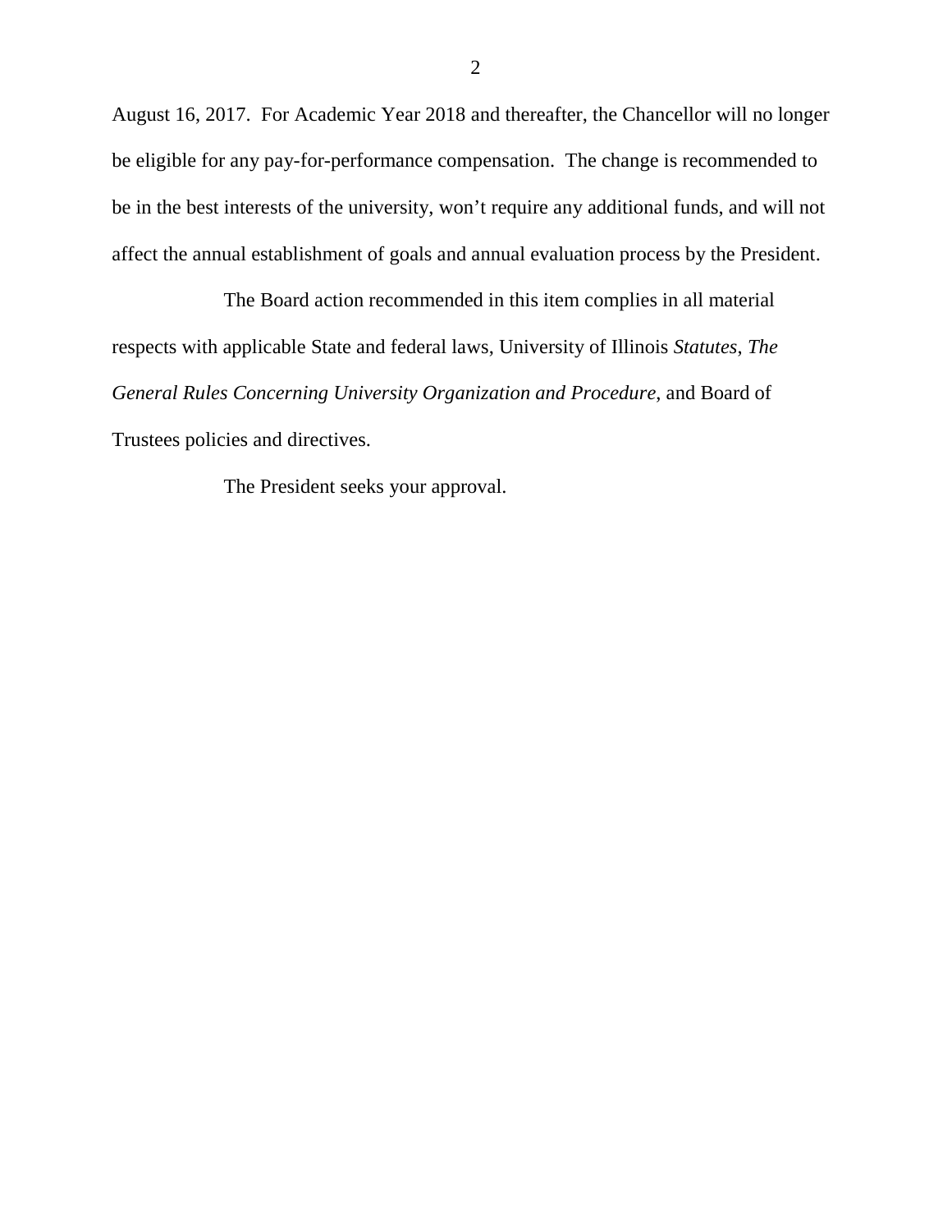August 16, 2017. For Academic Year 2018 and thereafter, the Chancellor will no longer be eligible for any pay-for-performance compensation. The change is recommended to be in the best interests of the university, won't require any additional funds, and will not affect the annual establishment of goals and annual evaluation process by the President.

The Board action recommended in this item complies in all material respects with applicable State and federal laws, University of Illinois *Statutes*, *The General Rules Concerning University Organization and Procedure*, and Board of Trustees policies and directives.

The President seeks your approval.